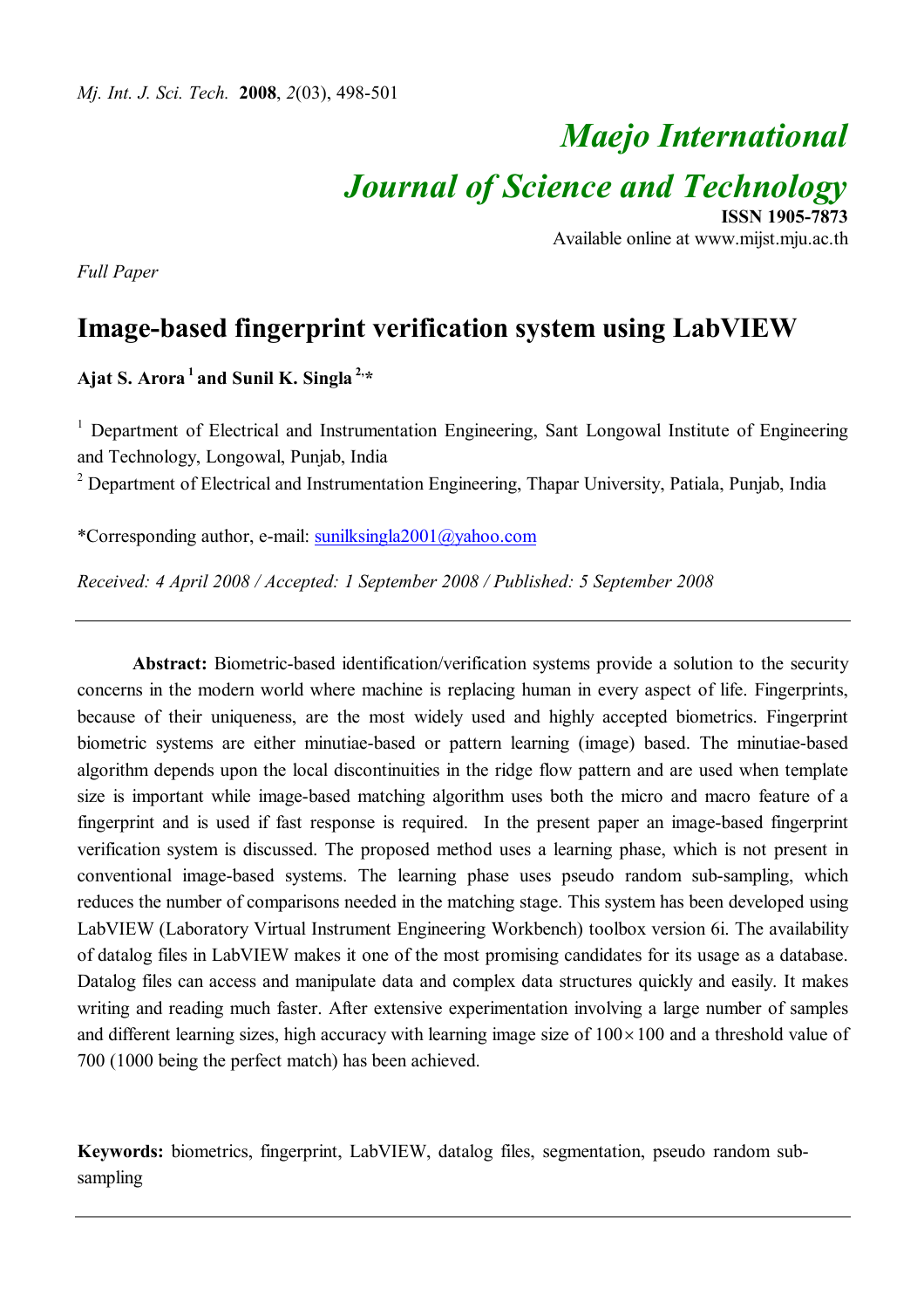# Maejo International Journal of Science and Technology

**ISSN 1905-7873**
Available online at www.mijst.mju.ac.th

*Full Paper*

## Image-based fingerprint verification system using LabVIEW

**Ajat S. Arora [1] and Sunil K. Singla [2,*]**

[1] Department of Electrical and Instrumentation Engineering, Sant Longowal Institute of Engineering and Technology, Longowal, Punjab, India

[2] Department of Electrical and Instrumentation Engineering, Thapar University, Patiala, Punjab, India

*Corresponding author, e-mail: sunilksingla2001@yahoo.com

*Received: 4 April 2008 / Accepted: 1 September 2008 / Published: 5 September 2008*

---

**Abstract:** Biometric-based identification/verification systems provide a solution to the security concerns in the modern world where machine is replacing human in every aspect of life. Fingerprints, because of their uniqueness, are the most widely used and highly accepted biometrics. Fingerprint biometric systems are either minutiae-based or pattern learning (image) based. The minutiae-based algorithm depends upon the local discontinuities in the ridge flow pattern and are used when template size is important while image-based matching algorithm uses both the micro and macro feature of a fingerprint and is used if fast response is required. In the present paper an image-based fingerprint verification system is discussed. The proposed method uses a learning phase, which is not present in conventional image-based systems. The learning phase uses pseudo random sub-sampling, which reduces the number of comparisons needed in the matching stage. This system has been developed using LabVIEW (Laboratory Virtual Instrument Engineering Workbench) toolbox version 6i. The availability of datalog files in LabVIEW makes it one of the most promising candidates for its usage as a database. Datalog files can access and manipulate data and complex data structures quickly and easily. It makes writing and reading much faster. After extensive experimentation involving a large number of samples and different learning sizes, high accuracy with learning image size of $100 \times 100$ and a threshold value of 700 (1000 being the perfect match) has been achieved.

**Keywords:** biometrics, fingerprint, LabVIEW, datalog files, segmentation, pseudo random sub-sampling

---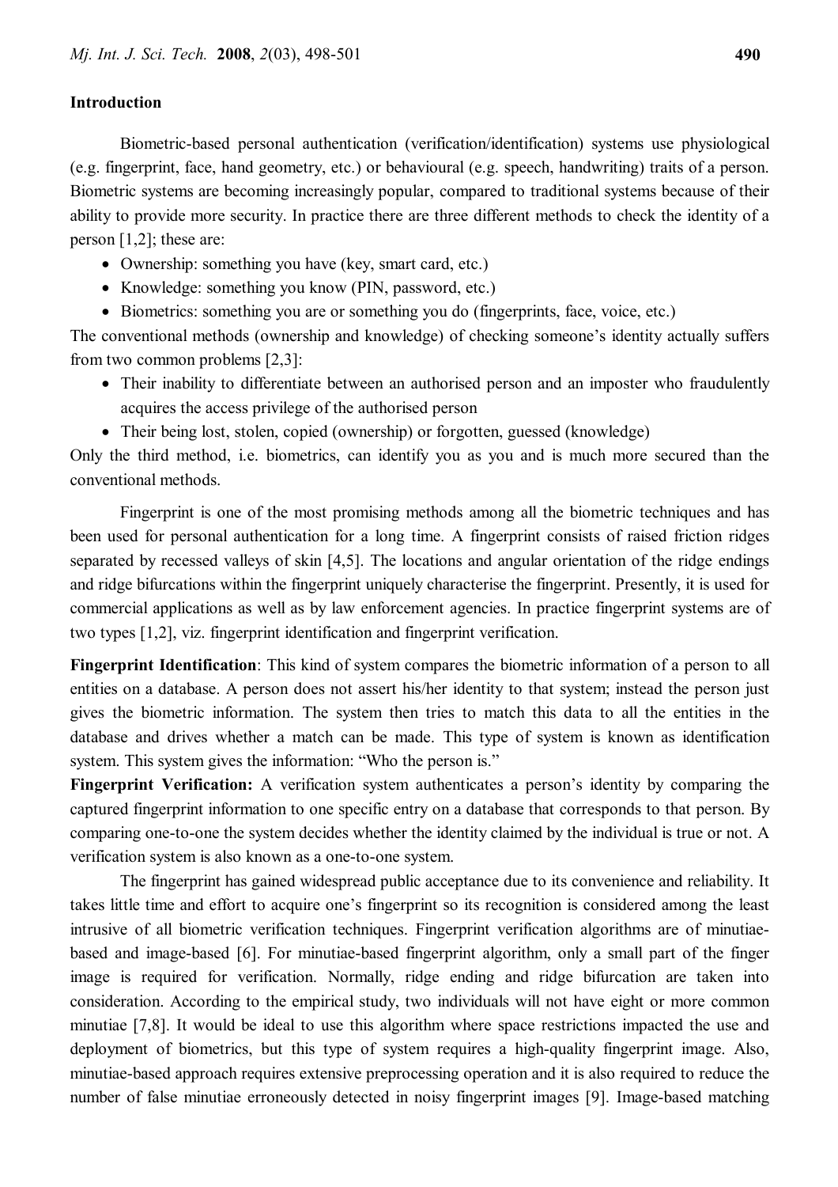## Introduction

Biometric-based personal authentication (verification/identification) systems use physiological (e.g. fingerprint, face, hand geometry, etc.) or behavioural (e.g. speech, handwriting) traits of a person. Biometric systems are becoming increasingly popular, compared to traditional systems because of their ability to provide more security. In practice there are three different methods to check the identity of a person [1,2]; these are:

- Ownership: something you have (key, smart card, etc.)
- Knowledge: something you know (PIN, password, etc.)
- Biometrics: something you are or something you do (fingerprints, face, voice, etc.)

The conventional methods (ownership and knowledge) of checking someone's identity actually suffers from two common problems [2,3]:

- Their inability to differentiate between an authorised person and an imposter who fraudulently acquires the access privilege of the authorised person
- Their being lost, stolen, copied (ownership) or forgotten, guessed (knowledge)

Only the third method, i.e. biometrics, can identify you as you and is much more secured than the conventional methods.

Fingerprint is one of the most promising methods among all the biometric techniques and has been used for personal authentication for a long time. A fingerprint consists of raised friction ridges separated by recessed valleys of skin [4,5]. The locations and angular orientation of the ridge endings and ridge bifurcations within the fingerprint uniquely characterise the fingerprint. Presently, it is used for commercial applications as well as by law enforcement agencies. In practice fingerprint systems are of two types [1,2], viz. fingerprint identification and fingerprint verification.

**Fingerprint Identification**: This kind of system compares the biometric information of a person to all entities on a database. A person does not assert his/her identity to that system; instead the person just gives the biometric information. The system then tries to match this data to all the entities in the database and drives whether a match can be made. This type of system is known as identification system. This system gives the information: "Who the person is."

**Fingerprint Verification:** A verification system authenticates a person's identity by comparing the captured fingerprint information to one specific entry on a database that corresponds to that person. By comparing one-to-one the system decides whether the identity claimed by the individual is true or not. A verification system is also known as a one-to-one system.

The fingerprint has gained widespread public acceptance due to its convenience and reliability. It takes little time and effort to acquire one's fingerprint so its recognition is considered among the least intrusive of all biometric verification techniques. Fingerprint verification algorithms are of minutiae-based and image-based [6]. For minutiae-based fingerprint algorithm, only a small part of the finger image is required for verification. Normally, ridge ending and ridge bifurcation are taken into consideration. According to the empirical study, two individuals will not have eight or more common minutiae [7,8]. It would be ideal to use this algorithm where space restrictions impacted the use and deployment of biometrics, but this type of system requires a high-quality fingerprint image. Also, minutiae-based approach requires extensive preprocessing operation and it is also required to reduce the number of false minutiae erroneously detected in noisy fingerprint images [9]. Image-based matching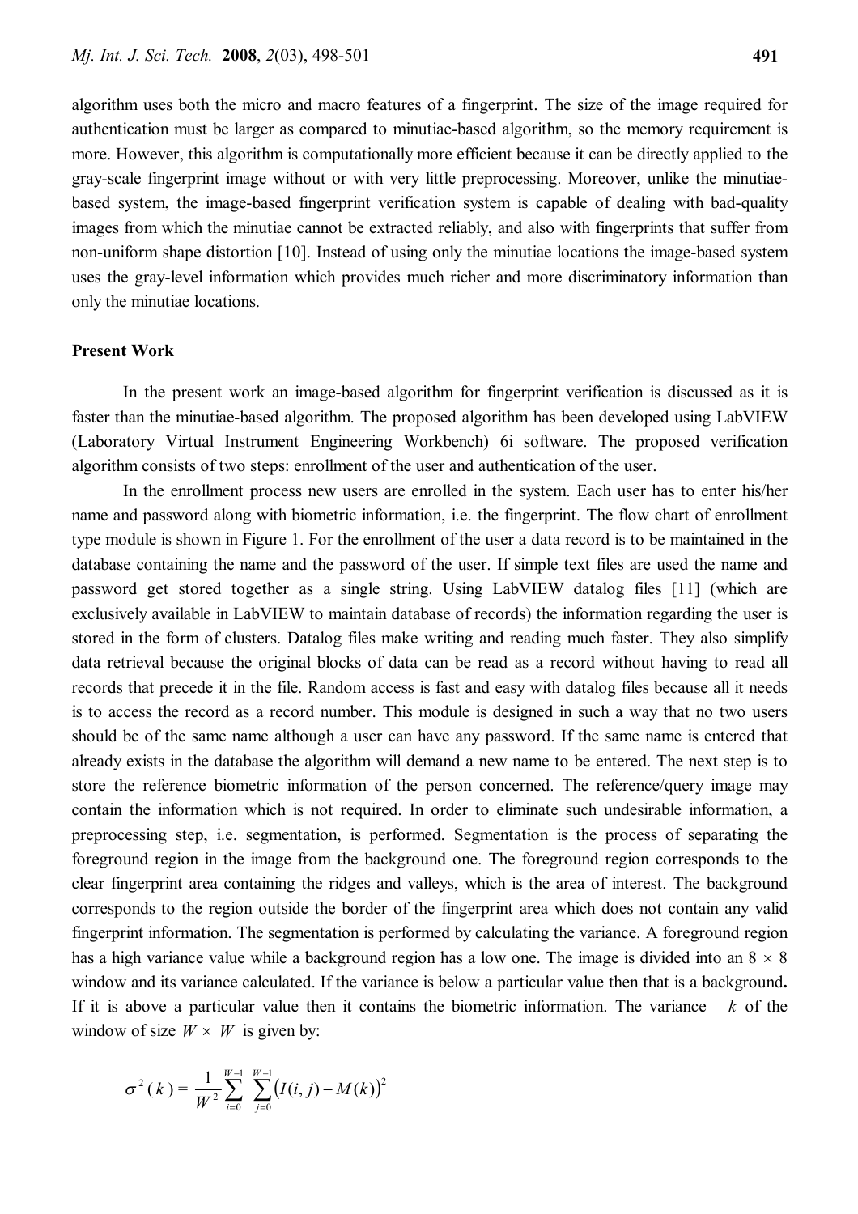algorithm uses both the micro and macro features of a fingerprint. The size of the image required for authentication must be larger as compared to minutiae-based algorithm, so the memory requirement is more. However, this algorithm is computationally more efficient because it can be directly applied to the gray-scale fingerprint image without or with very little preprocessing. Moreover, unlike the minutiae-based system, the image-based fingerprint verification system is capable of dealing with bad-quality images from which the minutiae cannot be extracted reliably, and also with fingerprints that suffer from non-uniform shape distortion [10]. Instead of using only the minutiae locations the image-based system uses the gray-level information which provides much richer and more discriminatory information than only the minutiae locations.

## Present Work

In the present work an image-based algorithm for fingerprint verification is discussed as it is faster than the minutiae-based algorithm. The proposed algorithm has been developed using LabVIEW (Laboratory Virtual Instrument Engineering Workbench) 6i software. The proposed verification algorithm consists of two steps: enrollment of the user and authentication of the user.

In the enrollment process new users are enrolled in the system. Each user has to enter his/her name and password along with biometric information, i.e. the fingerprint. The flow chart of enrollment type module is shown in Figure 1. For the enrollment of the user a data record is to be maintained in the database containing the name and the password of the user. If simple text files are used the name and password get stored together as a single string. Using LabVIEW datalog files [11] (which are exclusively available in LabVIEW to maintain database of records) the information regarding the user is stored in the form of clusters. Datalog files make writing and reading much faster. They also simplify data retrieval because the original blocks of data can be read as a record without having to read all records that precede it in the file. Random access is fast and easy with datalog files because all it needs is to access the record as a record number. This module is designed in such a way that no two users should be of the same name although a user can have any password. If the same name is entered that already exists in the database the algorithm will demand a new name to be entered. The next step is to store the reference biometric information of the person concerned. The reference/query image may contain the information which is not required. In order to eliminate such undesirable information, a preprocessing step, i.e. segmentation, is performed. Segmentation is the process of separating the foreground region in the image from the background one. The foreground region corresponds to the clear fingerprint area containing the ridges and valleys, which is the area of interest. The background corresponds to the region outside the border of the fingerprint area which does not contain any valid fingerprint information. The segmentation is performed by calculating the variance. A foreground region has a high variance value while a background region has a low one. The image is divided into an $8 \times 8$ window and its variance calculated. If the variance is below a particular value then that is a background**.** If it is above a particular value then it contains the biometric information. The variance $k$ of the window of size $W \times W$ is given by:

$$\sigma^2(k) = \frac{1}{W^2} \sum_{i=0}^{W-1} \sum_{j=0}^{W-1} \left( I(i,j) - M(k) \right)^2$$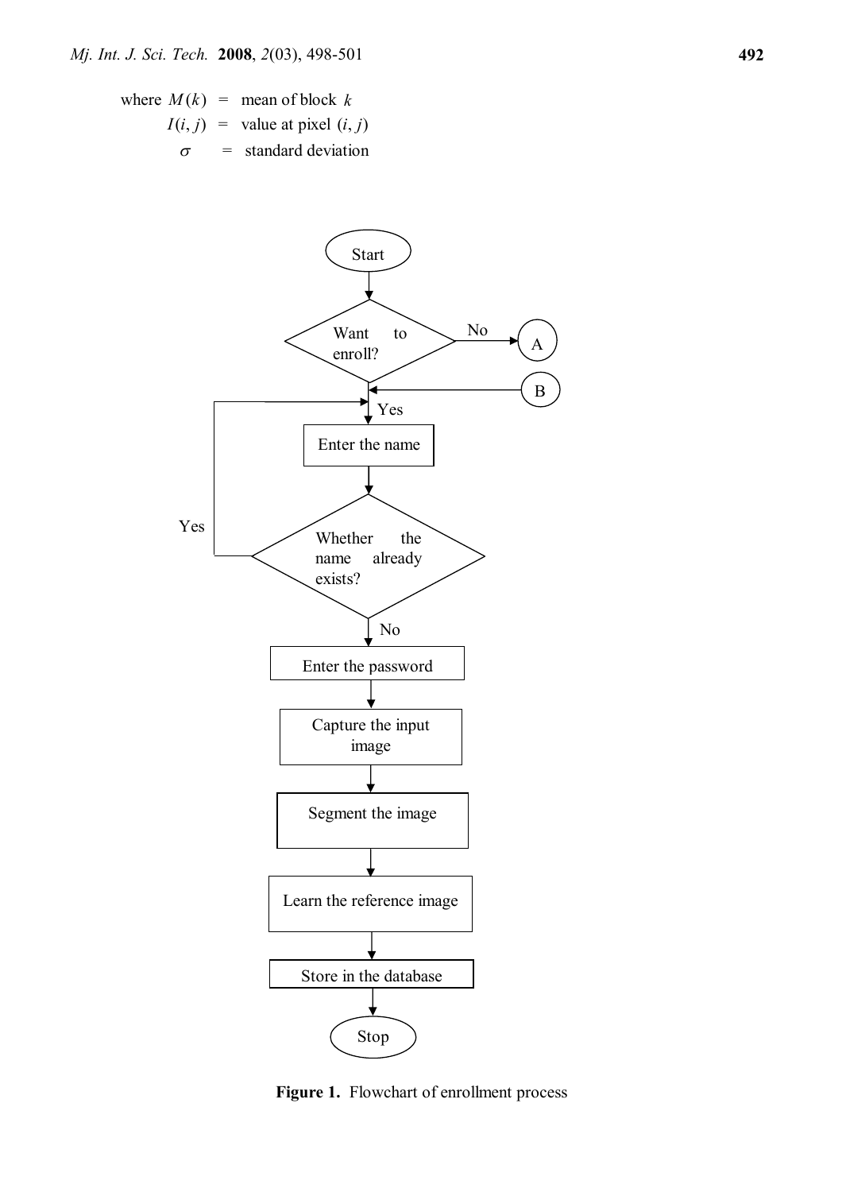where $M(k)$ = mean of block $k$

$I(i, j)$ = value at pixel $(i, j)$

$\sigma$ = standard deviation

**Figure 1.** Flowchart of enrollment process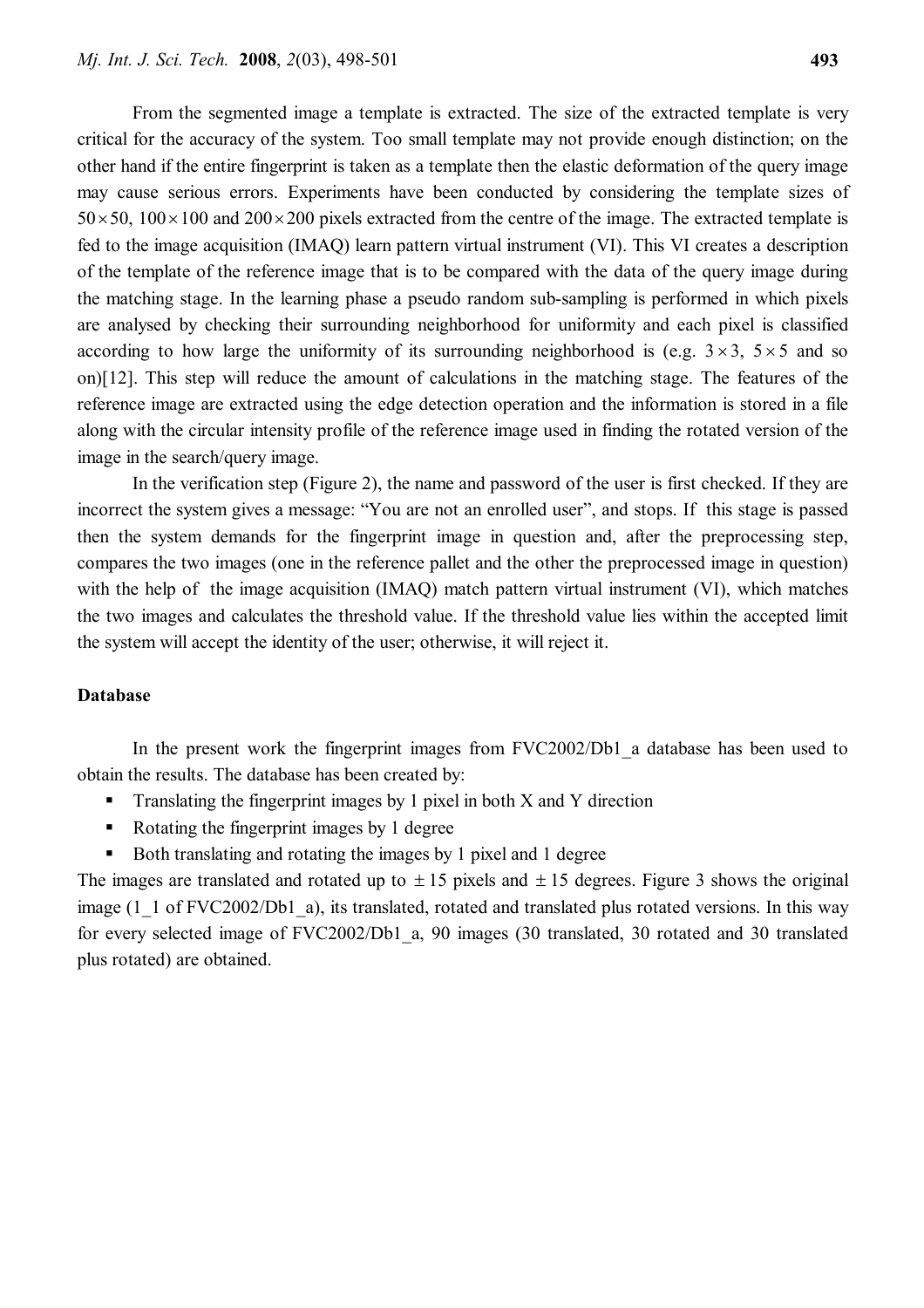From the segmented image a template is extracted. The size of the extracted template is very critical for the accuracy of the system. Too small template may not provide enough distinction; on the other hand if the entire fingerprint is taken as a template then the elastic deformation of the query image may cause serious errors. Experiments have been conducted by considering the template sizes of $50 \times 50$, $100 \times 100$ and $200 \times 200$ pixels extracted from the centre of the image. The extracted template is fed to the image acquisition (IMAQ) learn pattern virtual instrument (VI). This VI creates a description of the template of the reference image that is to be compared with the data of the query image during the matching stage. In the learning phase a pseudo random sub-sampling is performed in which pixels are analysed by checking their surrounding neighborhood for uniformity and each pixel is classified according to how large the uniformity of its surrounding neighborhood is (e.g. $3 \times 3$, $5 \times 5$ and so on)[12]. This step will reduce the amount of calculations in the matching stage. The features of the reference image are extracted using the edge detection operation and the information is stored in a file along with the circular intensity profile of the reference image used in finding the rotated version of the image in the search/query image.

In the verification step (Figure 2), the name and password of the user is first checked. If they are incorrect the system gives a message: "You are not an enrolled user", and stops. If this stage is passed then the system demands for the fingerprint image in question and, after the preprocessing step, compares the two images (one in the reference pallet and the other the preprocessed image in question) with the help of the image acquisition (IMAQ) match pattern virtual instrument (VI), which matches the two images and calculates the threshold value. If the threshold value lies within the accepted limit the system will accept the identity of the user; otherwise, it will reject it.

**Database**

In the present work the fingerprint images from FVC2002/Db1_a database has been used to obtain the results. The database has been created by:

- Translating the fingerprint images by 1 pixel in both X and Y direction
- Rotating the fingerprint images by 1 degree
- Both translating and rotating the images by 1 pixel and 1 degree

The images are translated and rotated up to $\pm 15$ pixels and $\pm 15$ degrees. Figure 3 shows the original image (1_1 of FVC2002/Db1_a), its translated, rotated and translated plus rotated versions. In this way for every selected image of FVC2002/Db1_a, 90 images (30 translated, 30 rotated and 30 translated plus rotated) are obtained.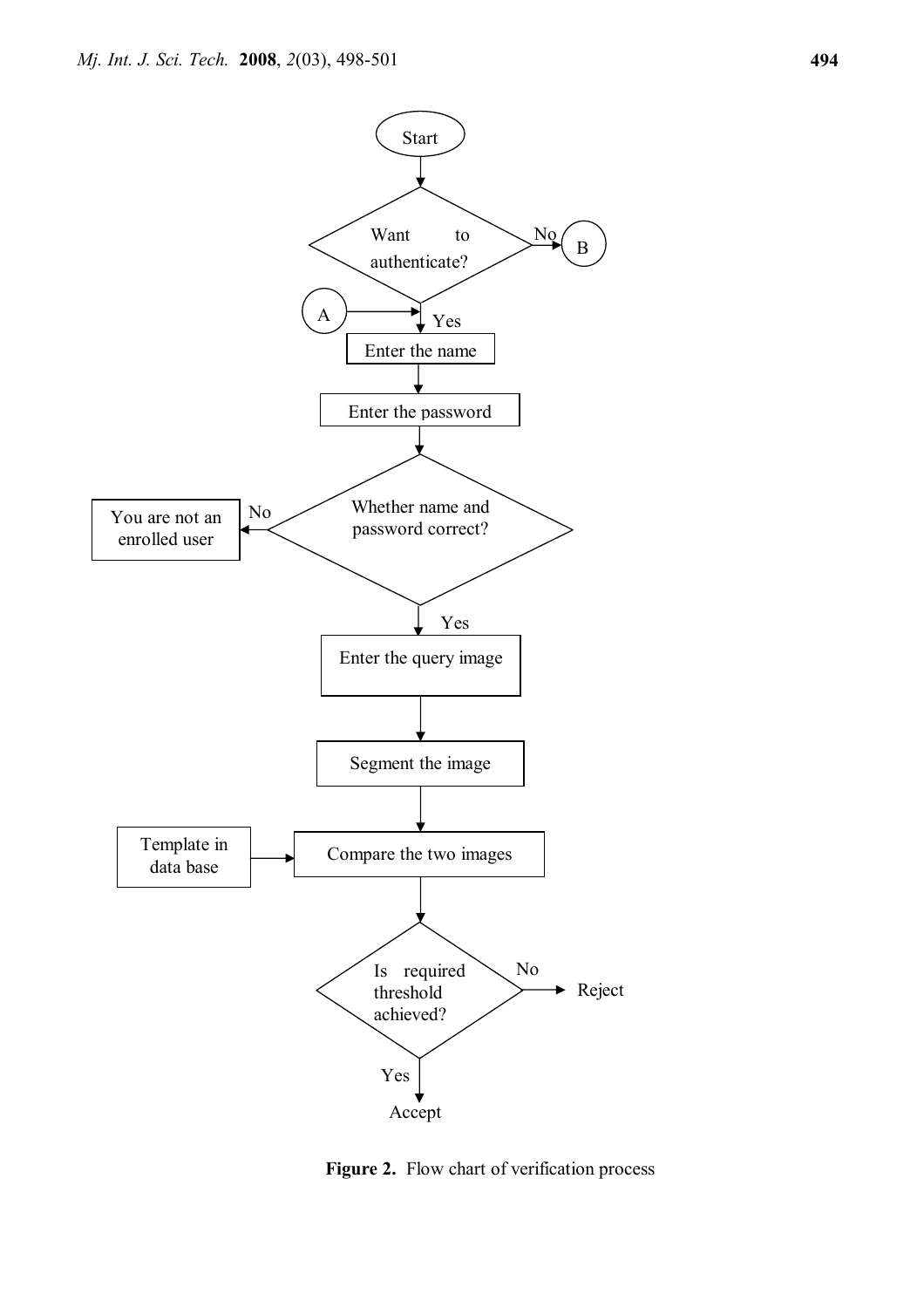Start

Want to authenticate?

No → B

A → Yes

Enter the name

Enter the password

Whether name and password correct?

No → You are not an enrolled user

Yes

Enter the query image

Segment the image

Template in data base → Compare the two images

Is required threshold achieved?

No → Reject

Yes → Accept

**Figure 2.** Flow chart of verification process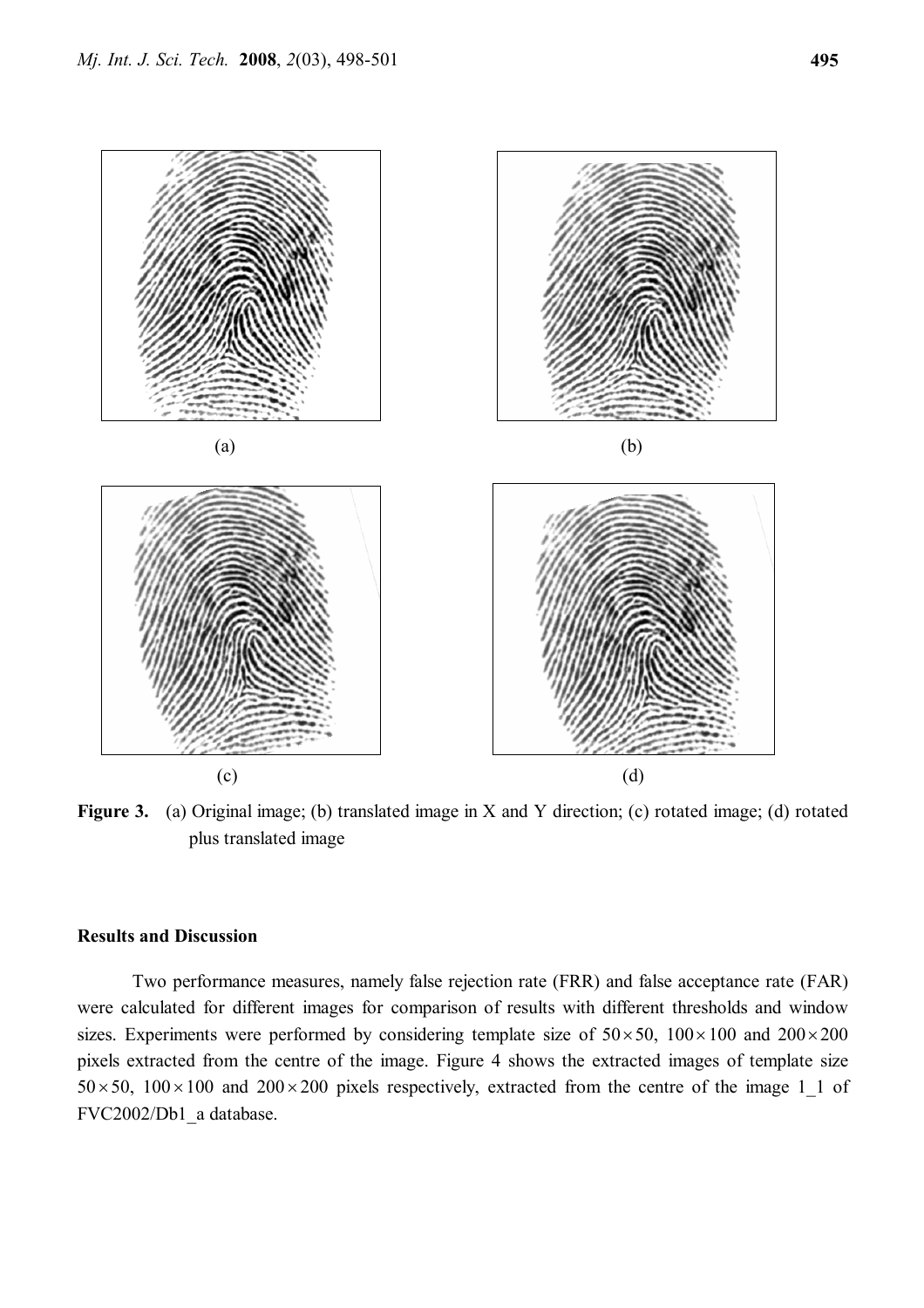(a)

(b)

(c)

(d)

**Figure 3.** (a) Original image; (b) translated image in X and Y direction; (c) rotated image; (d) rotated plus translated image

### Results and Discussion

Two performance measures, namely false rejection rate (FRR) and false acceptance rate (FAR) were calculated for different images for comparison of results with different thresholds and window sizes. Experiments were performed by considering template size of $50 \times 50$, $100 \times 100$ and $200 \times 200$ pixels extracted from the centre of the image. Figure 4 shows the extracted images of template size $50 \times 50$, $100 \times 100$ and $200 \times 200$ pixels respectively, extracted from the centre of the image 1_1 of FVC2002/Db1_a database.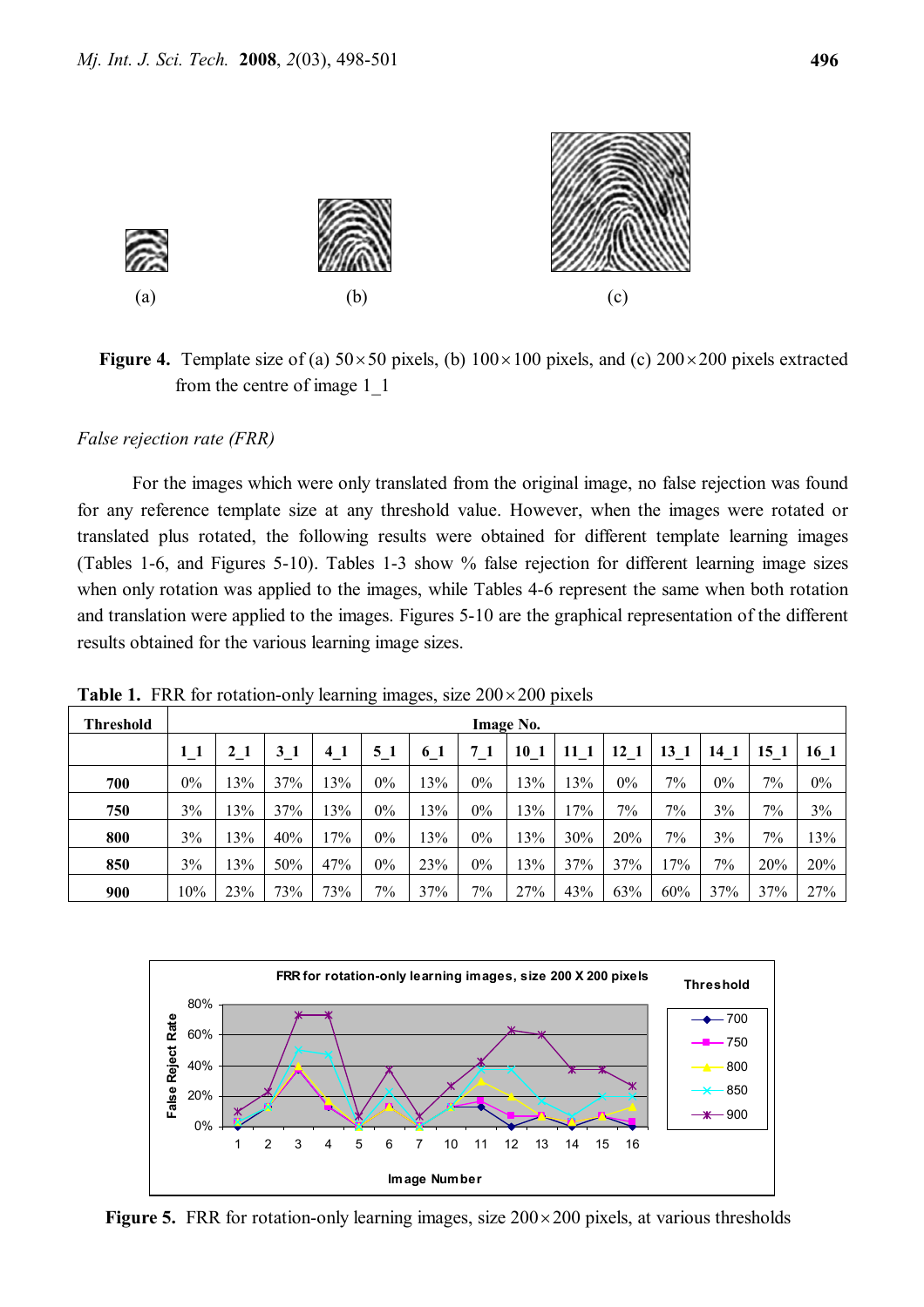(a) (b) (c)

**Figure 4.** Template size of (a) $50 \times 50$ pixels, (b) $100 \times 100$ pixels, and (c) $200 \times 200$ pixels extracted from the centre of image 1_1

*False rejection rate (FRR)*

For the images which were only translated from the original image, no false rejection was found for any reference template size at any threshold value. However, when the images were rotated or translated plus rotated, the following results were obtained for different template learning images (Tables 1-6, and Figures 5-10). Tables 1-3 show % false rejection for different learning image sizes when only rotation was applied to the images, while Tables 4-6 represent the same when both rotation and translation were applied to the images. Figures 5-10 are the graphical representation of the different results obtained for the various learning image sizes.

**Table 1.** FRR for rotation-only learning images, size $200 \times 200$ pixels

| Threshold | Image No. | | | | | | | | | | | | | |
|---|---|---|---|---|---|---|---|---|---|---|---|---|---|---|
| | 1_1 | 2_1 | 3_1 | 4_1 | 5_1 | 6_1 | 7_1 | 10_1 | 11_1 | 12_1 | 13_1 | 14_1 | 15_1 | 16_1 |
| **700** | 0% | 13% | 37% | 13% | 0% | 13% | 0% | 13% | 13% | 0% | 7% | 0% | 7% | 0% |
| **750** | 3% | 13% | 37% | 13% | 0% | 13% | 0% | 13% | 17% | 7% | 7% | 3% | 7% | 3% |
| **800** | 3% | 13% | 40% | 17% | 0% | 13% | 0% | 13% | 30% | 20% | 7% | 3% | 7% | 13% |
| **850** | 3% | 13% | 50% | 47% | 0% | 23% | 0% | 13% | 37% | 37% | 17% | 7% | 20% | 20% |
| **900** | 10% | 23% | 73% | 73% | 7% | 37% | 7% | 27% | 43% | 63% | 60% | 37% | 37% | 27% |

**Figure 5.** FRR for rotation-only learning images, size $200 \times 200$ pixels, at various thresholds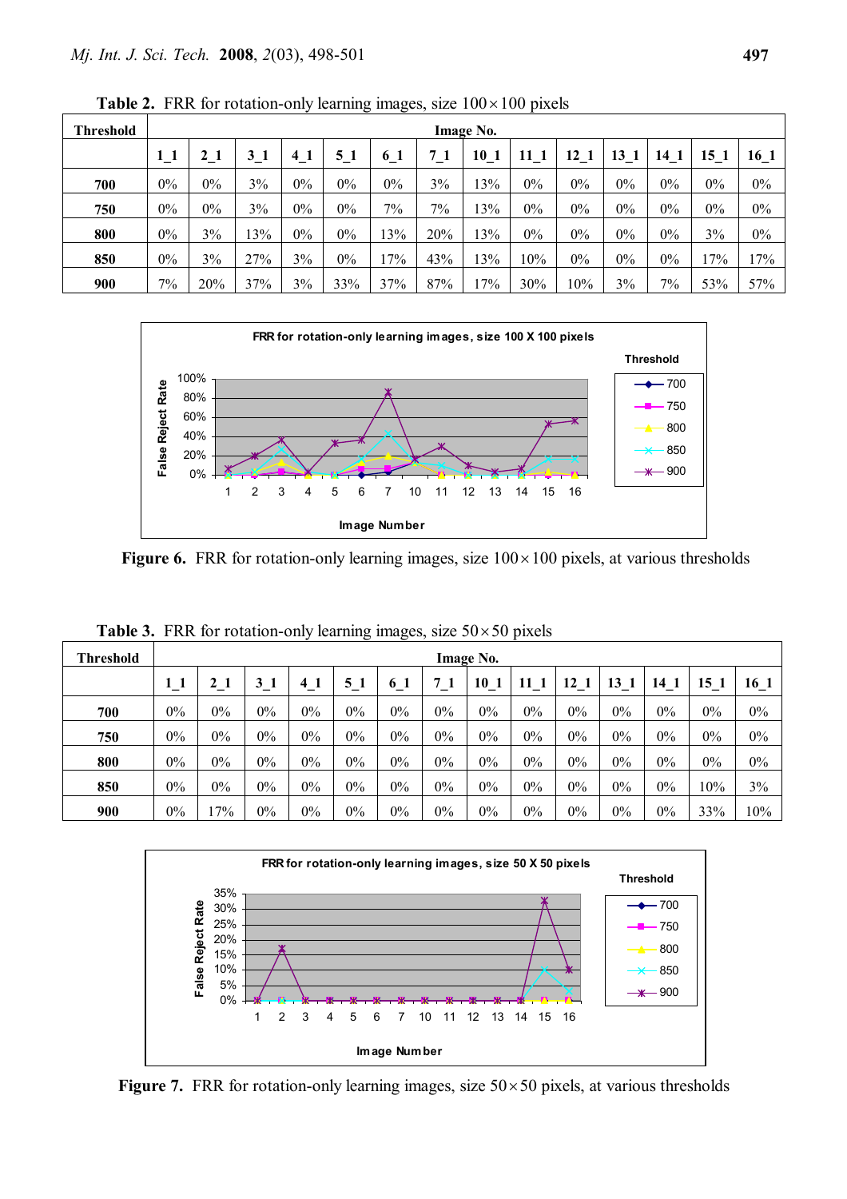**Table 2.** FRR for rotation-only learning images, size $100 \times 100$ pixels

| Threshold | Image No. | | | | | | | | | | | | | |
|---|---|---|---|---|---|---|---|---|---|---|---|---|---|---|
| | 1_1 | 2_1 | 3_1 | 4_1 | 5_1 | 6_1 | 7_1 | 10_1 | 11_1 | 12_1 | 13_1 | 14_1 | 15_1 | 16_1 |
| **700** | 0% | 0% | 3% | 0% | 0% | 0% | 3% | 13% | 0% | 0% | 0% | 0% | 0% | 0% |
| **750** | 0% | 0% | 3% | 0% | 0% | 7% | 7% | 13% | 0% | 0% | 0% | 0% | 0% | 0% |
| **800** | 0% | 3% | 13% | 0% | 0% | 13% | 20% | 13% | 0% | 0% | 0% | 0% | 3% | 0% |
| **850** | 0% | 3% | 27% | 3% | 0% | 17% | 43% | 13% | 10% | 0% | 0% | 0% | 17% | 17% |
| **900** | 7% | 20% | 37% | 3% | 33% | 37% | 87% | 17% | 30% | 10% | 3% | 7% | 53% | 57% |

**Figure 6.** FRR for rotation-only learning images, size $100 \times 100$ pixels, at various thresholds

**Table 3.** FRR for rotation-only learning images, size $50 \times 50$ pixels

| Threshold | Image No. | | | | | | | | | | | | | |
|---|---|---|---|---|---|---|---|---|---|---|---|---|---|---|
| | 1_1 | 2_1 | 3_1 | 4_1 | 5_1 | 6_1 | 7_1 | 10_1 | 11_1 | 12_1 | 13_1 | 14_1 | 15_1 | 16_1 |
| **700** | 0% | 0% | 0% | 0% | 0% | 0% | 0% | 0% | 0% | 0% | 0% | 0% | 0% | 0% |
| **750** | 0% | 0% | 0% | 0% | 0% | 0% | 0% | 0% | 0% | 0% | 0% | 0% | 0% | 0% |
| **800** | 0% | 0% | 0% | 0% | 0% | 0% | 0% | 0% | 0% | 0% | 0% | 0% | 0% | 0% |
| **850** | 0% | 0% | 0% | 0% | 0% | 0% | 0% | 0% | 0% | 0% | 0% | 0% | 10% | 3% |
| **900** | 0% | 17% | 0% | 0% | 0% | 0% | 0% | 0% | 0% | 0% | 0% | 0% | 33% | 10% |

**Figure 7.** FRR for rotation-only learning images, size $50 \times 50$ pixels, at various thresholds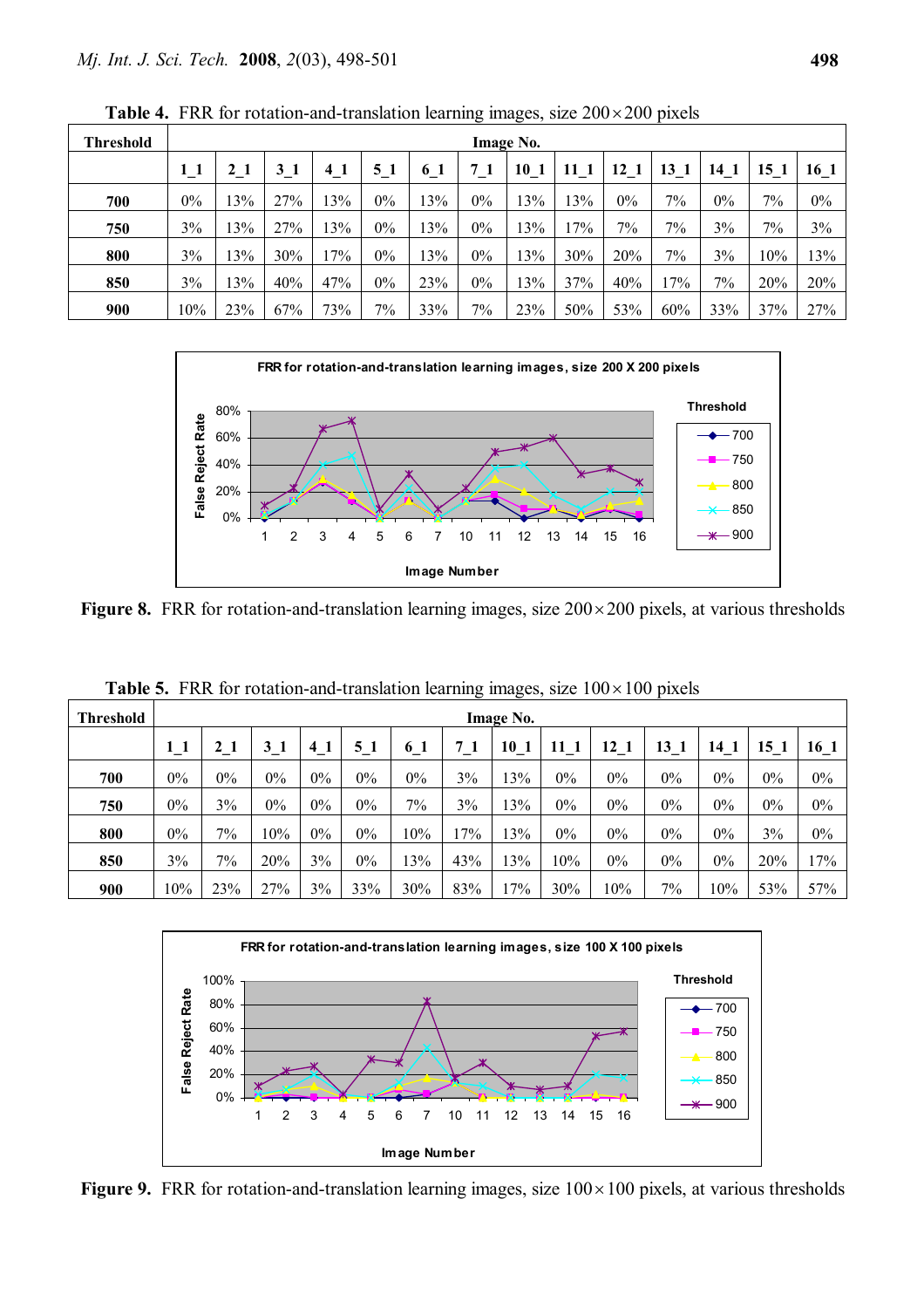**Table 4.** FRR for rotation-and-translation learning images, size $200 \times 200$ pixels

| Threshold | Image No. | | | | | | | | | | | | | |
|---|---|---|---|---|---|---|---|---|---|---|---|---|---|---|
| | 1_1 | 2_1 | 3_1 | 4_1 | 5_1 | 6_1 | 7_1 | 10_1 | 11_1 | 12_1 | 13_1 | 14_1 | 15_1 | 16_1 |
| **700** | 0% | 13% | 27% | 13% | 0% | 13% | 0% | 13% | 13% | 0% | 7% | 0% | 7% | 0% |
| **750** | 3% | 13% | 27% | 13% | 0% | 13% | 0% | 13% | 17% | 7% | 7% | 3% | 7% | 3% |
| **800** | 3% | 13% | 30% | 17% | 0% | 13% | 0% | 13% | 30% | 20% | 7% | 3% | 10% | 13% |
| **850** | 3% | 13% | 40% | 47% | 0% | 23% | 0% | 13% | 37% | 40% | 17% | 7% | 20% | 20% |
| **900** | 10% | 23% | 67% | 73% | 7% | 33% | 7% | 23% | 50% | 53% | 60% | 33% | 37% | 27% |

**Figure 8.** FRR for rotation-and-translation learning images, size $200 \times 200$ pixels, at various thresholds

**Table 5.** FRR for rotation-and-translation learning images, size $100 \times 100$ pixels

| Threshold | Image No. | | | | | | | | | | | | | |
|---|---|---|---|---|---|---|---|---|---|---|---|---|---|---|
| | 1_1 | 2_1 | 3_1 | 4_1 | 5_1 | 6_1 | 7_1 | 10_1 | 11_1 | 12_1 | 13_1 | 14_1 | 15_1 | 16_1 |
| **700** | 0% | 0% | 0% | 0% | 0% | 0% | 3% | 13% | 0% | 0% | 0% | 0% | 0% | 0% |
| **750** | 0% | 3% | 0% | 0% | 0% | 7% | 3% | 13% | 0% | 0% | 0% | 0% | 0% | 0% |
| **800** | 0% | 7% | 10% | 0% | 0% | 10% | 17% | 13% | 0% | 0% | 0% | 0% | 3% | 0% |
| **850** | 3% | 7% | 20% | 3% | 0% | 13% | 43% | 13% | 10% | 0% | 0% | 0% | 20% | 17% |
| **900** | 10% | 23% | 27% | 3% | 33% | 30% | 83% | 17% | 30% | 10% | 7% | 10% | 53% | 57% |

**Figure 9.** FRR for rotation-and-translation learning images, size $100 \times 100$ pixels, at various thresholds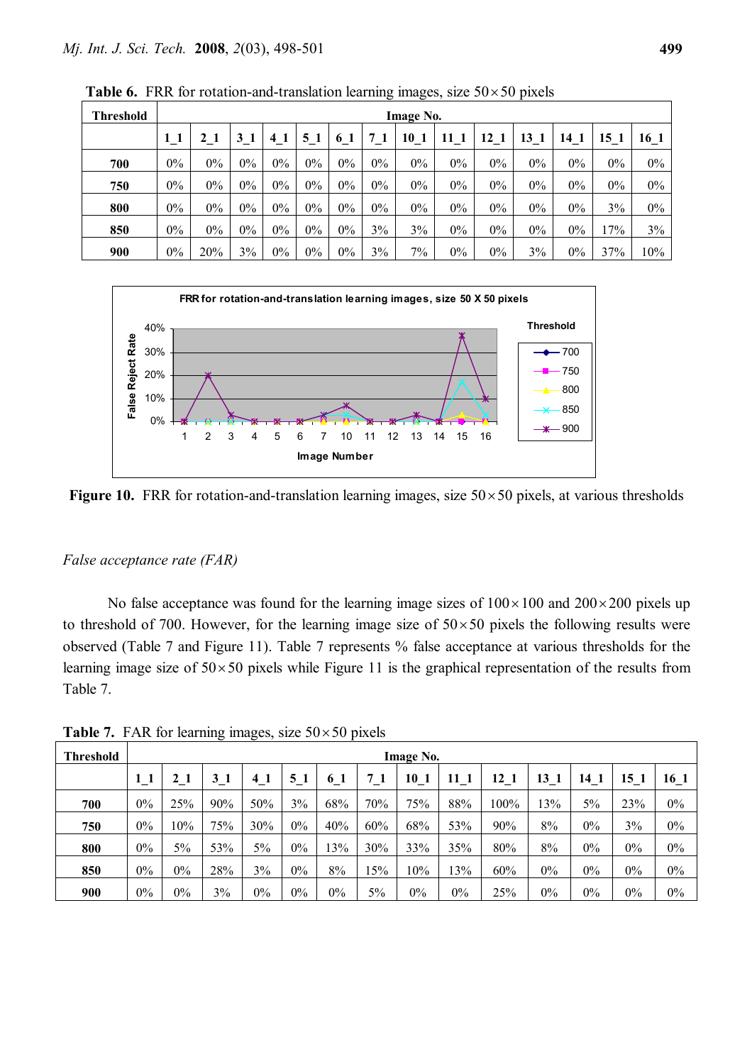**Table 6.** FRR for rotation-and-translation learning images, size $50 \times 50$ pixels

| Threshold | Image No. | | | | | | | | | | | | | |
|---|---|---|---|---|---|---|---|---|---|---|---|---|---|---|
| | 1_1 | 2_1 | 3_1 | 4_1 | 5_1 | 6_1 | 7_1 | 10_1 | 11_1 | 12_1 | 13_1 | 14_1 | 15_1 | 16_1 |
| **700** | 0% | 0% | 0% | 0% | 0% | 0% | 0% | 0% | 0% | 0% | 0% | 0% | 0% | 0% |
| **750** | 0% | 0% | 0% | 0% | 0% | 0% | 0% | 0% | 0% | 0% | 0% | 0% | 0% | 0% |
| **800** | 0% | 0% | 0% | 0% | 0% | 0% | 0% | 0% | 0% | 0% | 0% | 0% | 3% | 0% |
| **850** | 0% | 0% | 0% | 0% | 0% | 0% | 3% | 3% | 0% | 0% | 0% | 0% | 17% | 3% |
| **900** | 0% | 20% | 3% | 0% | 0% | 0% | 3% | 7% | 0% | 0% | 3% | 0% | 37% | 10% |

**Figure 10.** FRR for rotation-and-translation learning images, size $50 \times 50$ pixels, at various thresholds

*False acceptance rate (FAR)*

No false acceptance was found for the learning image sizes of $100 \times 100$ and $200 \times 200$ pixels up to threshold of 700. However, for the learning image size of $50 \times 50$ pixels the following results were observed (Table 7 and Figure 11). Table 7 represents % false acceptance at various thresholds for the learning image size of $50 \times 50$ pixels while Figure 11 is the graphical representation of the results from Table 7.

**Table 7.** FAR for learning images, size $50 \times 50$ pixels

| Threshold | Image No. | | | | | | | | | | | | | |
|---|---|---|---|---|---|---|---|---|---|---|---|---|---|---|
| | 1_1 | 2_1 | 3_1 | 4_1 | 5_1 | 6_1 | 7_1 | 10_1 | 11_1 | 12_1 | 13_1 | 14_1 | 15_1 | 16_1 |
| **700** | 0% | 25% | 90% | 50% | 3% | 68% | 70% | 75% | 88% | 100% | 13% | 5% | 23% | 0% |
| **750** | 0% | 10% | 75% | 30% | 0% | 40% | 60% | 68% | 53% | 90% | 8% | 0% | 3% | 0% |
| **800** | 0% | 5% | 53% | 5% | 0% | 13% | 30% | 33% | 35% | 80% | 8% | 0% | 0% | 0% |
| **850** | 0% | 0% | 28% | 3% | 0% | 8% | 15% | 10% | 13% | 60% | 0% | 0% | 0% | 0% |
| **900** | 0% | 0% | 3% | 0% | 0% | 0% | 5% | 0% | 0% | 25% | 0% | 0% | 0% | 0% |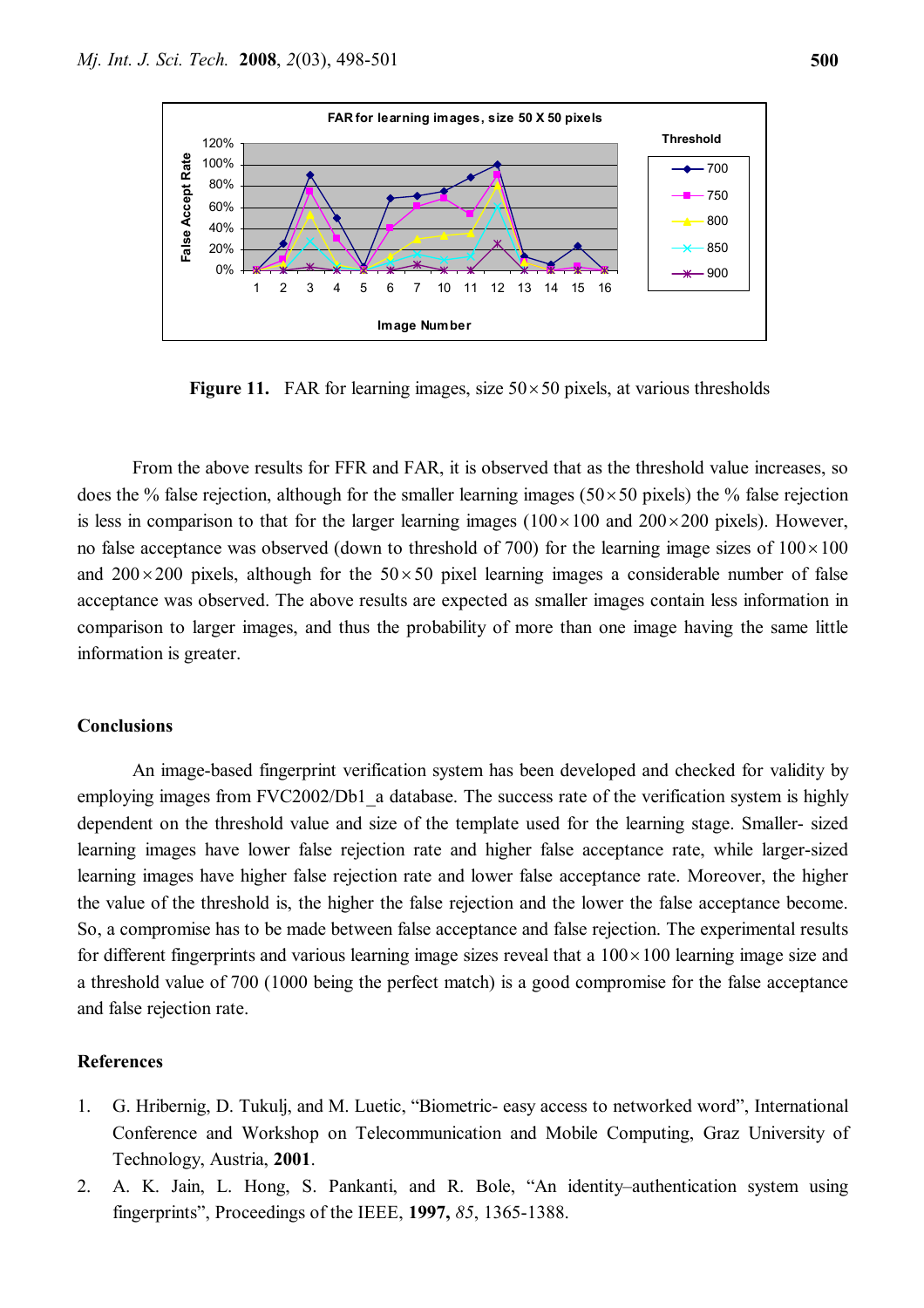**Figure 11.** FAR for learning images, size $50 \times 50$ pixels, at various thresholds

From the above results for FFR and FAR, it is observed that as the threshold value increases, so does the % false rejection, although for the smaller learning images ($50 \times 50$ pixels) the % false rejection is less in comparison to that for the larger learning images ($100 \times 100$ and $200 \times 200$ pixels). However, no false acceptance was observed (down to threshold of 700) for the learning image sizes of $100 \times 100$ and $200 \times 200$ pixels, although for the $50 \times 50$ pixel learning images a considerable number of false acceptance was observed. The above results are expected as smaller images contain less information in comparison to larger images, and thus the probability of more than one image having the same little information is greater.

## Conclusions

An image-based fingerprint verification system has been developed and checked for validity by employing images from FVC2002/Db1_a database. The success rate of the verification system is highly dependent on the threshold value and size of the template used for the learning stage. Smaller- sized learning images have lower false rejection rate and higher false acceptance rate, while larger-sized learning images have higher false rejection rate and lower false acceptance rate. Moreover, the higher the value of the threshold is, the higher the false rejection and the lower the false acceptance become. So, a compromise has to be made between false acceptance and false rejection. The experimental results for different fingerprints and various learning image sizes reveal that a $100 \times 100$ learning image size and a threshold value of 700 (1000 being the perfect match) is a good compromise for the false acceptance and false rejection rate.

## References

1. G. Hribernig, D. Tukulj, and M. Luetic, "Biometric- easy access to networked word", International Conference and Workshop on Telecommunication and Mobile Computing, Graz University of Technology, Austria, **2001**.
2. A. K. Jain, L. Hong, S. Pankanti, and R. Bole, "An identity–authentication system using fingerprints", Proceedings of the IEEE, **1997,** *85*, 1365-1388.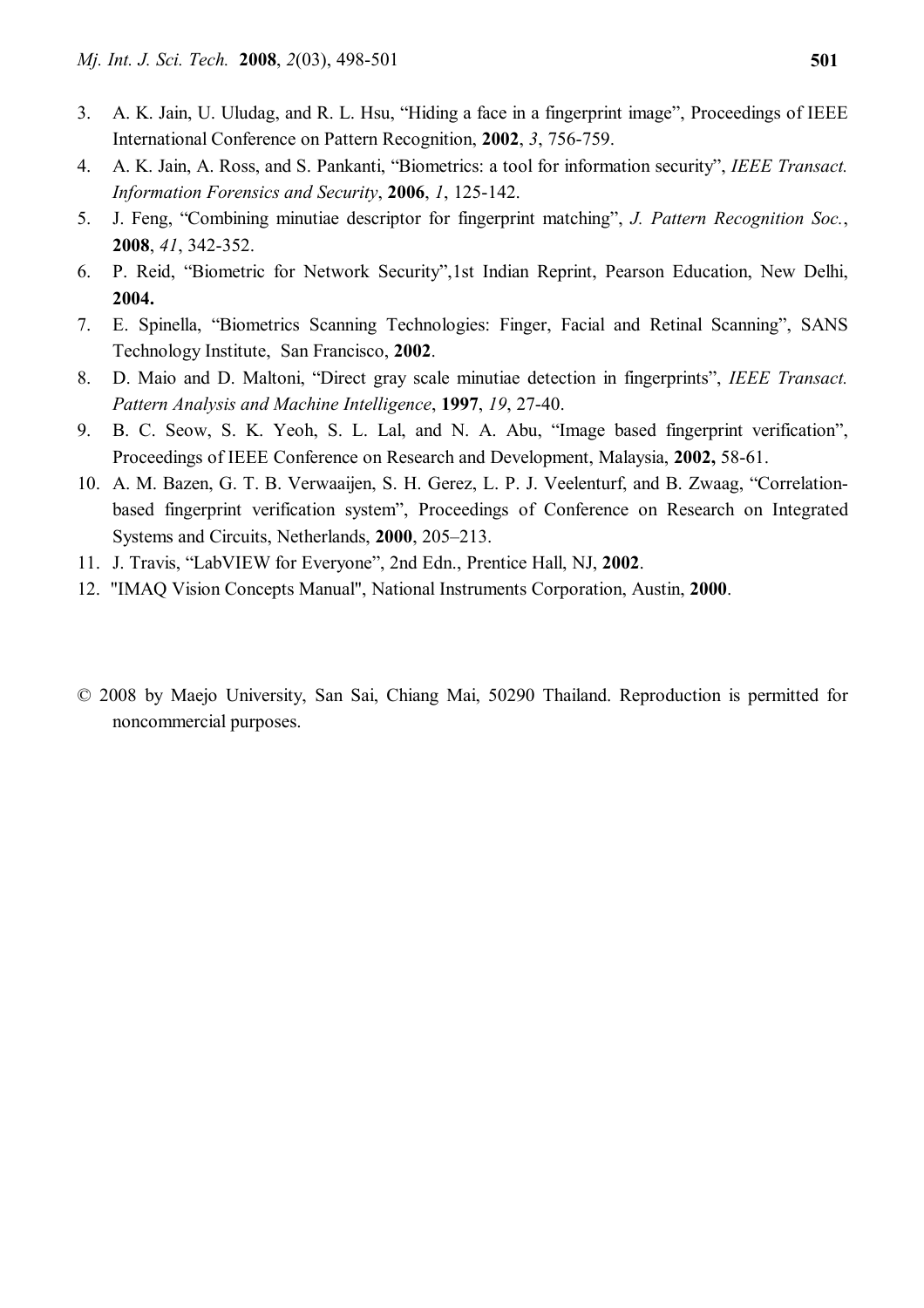3. A. K. Jain, U. Uludag, and R. L. Hsu, "Hiding a face in a fingerprint image", Proceedings of IEEE International Conference on Pattern Recognition, **2002**, *3*, 756-759.
4. A. K. Jain, A. Ross, and S. Pankanti, "Biometrics: a tool for information security", *IEEE Transact. Information Forensics and Security*, **2006**, *1*, 125-142.
5. J. Feng, "Combining minutiae descriptor for fingerprint matching", *J. Pattern Recognition Soc.*, **2008**, *41*, 342-352.
6. P. Reid, "Biometric for Network Security",1st Indian Reprint, Pearson Education, New Delhi, **2004.**
7. E. Spinella, "Biometrics Scanning Technologies: Finger, Facial and Retinal Scanning", SANS Technology Institute, San Francisco, **2002**.
8. D. Maio and D. Maltoni, "Direct gray scale minutiae detection in fingerprints", *IEEE Transact. Pattern Analysis and Machine Intelligence*, **1997**, *19*, 27-40.
9. B. C. Seow, S. K. Yeoh, S. L. Lal, and N. A. Abu, "Image based fingerprint verification", Proceedings of IEEE Conference on Research and Development, Malaysia, **2002,** 58-61.
10. A. M. Bazen, G. T. B. Verwaaijen, S. H. Gerez, L. P. J. Veelenturf, and B. Zwaag, "Correlation-based fingerprint verification system", Proceedings of Conference on Research on Integrated Systems and Circuits, Netherlands, **2000**, 205–213.
11. J. Travis, "LabVIEW for Everyone", 2nd Edn., Prentice Hall, NJ, **2002**.
12. "IMAQ Vision Concepts Manual", National Instruments Corporation, Austin, **2000**.

© 2008 by Maejo University, San Sai, Chiang Mai, 50290 Thailand. Reproduction is permitted for noncommercial purposes.